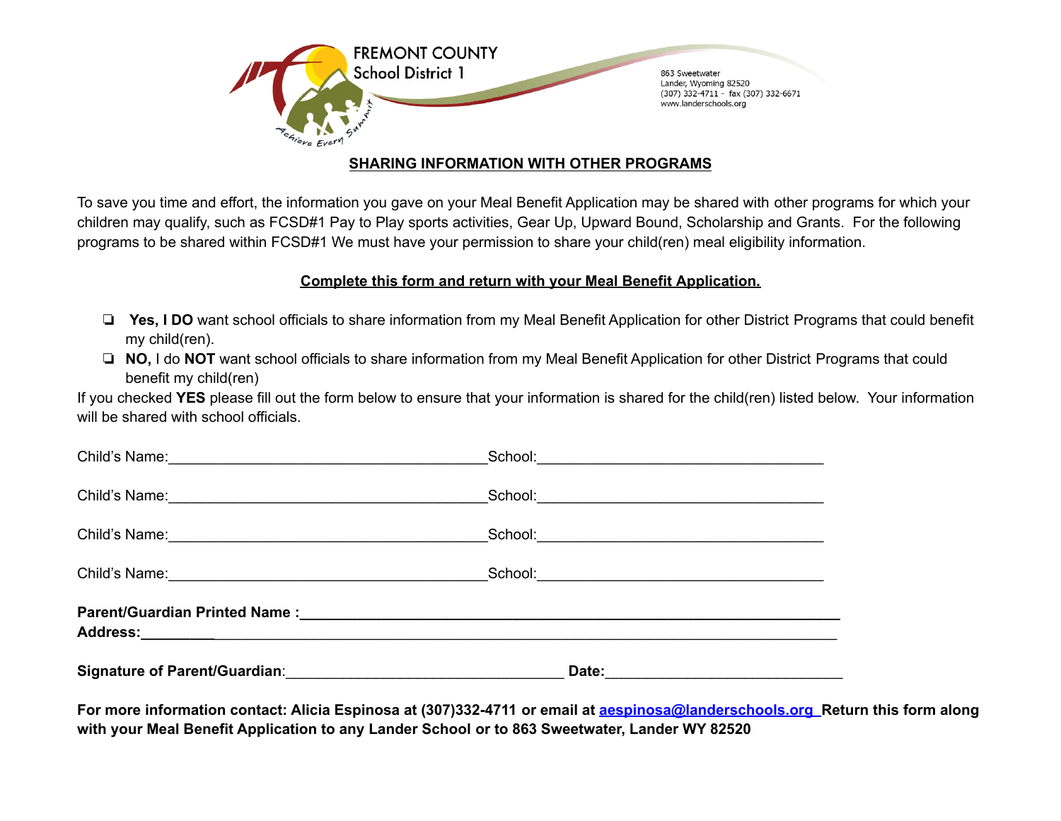FREMONT COUNTY
School District 1

863 Sweetwater
Lander, Wyoming 82520
(307) 332-4711 - fax (307) 332-6671
www.landerschools.org

## SHARING INFORMATION WITH OTHER PROGRAMS

To save you time and effort, the information you gave on your Meal Benefit Application may be shared with other programs for which your children may qualify, such as FCSD#1 Pay to Play sports activities, Gear Up, Upward Bound, Scholarship and Grants. For the following programs to be shared within FCSD#1 We must have your permission to share your child(ren) meal eligibility information.

**Complete this form and return with your Meal Benefit Application.**

- ❏ **Yes, I DO** want school officials to share information from my Meal Benefit Application for other District Programs that could benefit my child(ren).
- ❏ **NO,** I do **NOT** want school officials to share information from my Meal Benefit Application for other District Programs that could benefit my child(ren)

If you checked **YES** please fill out the form below to ensure that your information is shared for the child(ren) listed below. Your information will be shared with school officials.

Child's Name:_______________________________________School:___________________________________

Child's Name:_______________________________________School:___________________________________

Child's Name:_______________________________________School:___________________________________

Child's Name:_______________________________________School:___________________________________

**Parent/Guardian Printed Name :**_____________________________________________________________
**Address:**_____________________________________________________________________________

**Signature of Parent/Guardian**:__________________________________ **Date:**_____________________________

**For more information contact: Alicia Espinosa at (307)332-4711 or email at aespinosa@landerschools.org Return this form along with your Meal Benefit Application to any Lander School or to 863 Sweetwater, Lander WY 82520**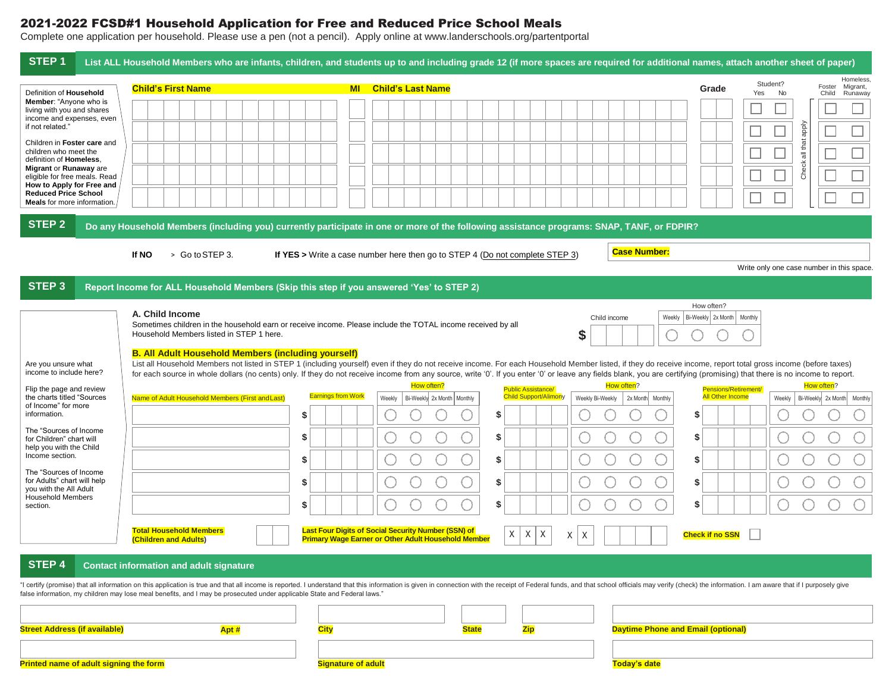# 2021-2022 FCSD#1 Household Application for Free and Reduced Price School Meals

Complete one application per household. Please use a pen (not a pencil). Apply online at www.landerschools.org/partentportal

## STEP 1 List ALL Household Members who are infants, children, and students up to and including grade 12 (if more spaces are required for additional names, attach another sheet of paper)

Definition of **Household Member**: "Anyone who is living with you and shares income and expenses, even if not related."

Children in **Foster care** and children who meet the definition of **Homeless, Migrant** or **Runaway** are eligible for free meals. Read **How to Apply for Free and Reduced Price School Meals** for more information.

| Child's First Name | MI | Child's Last Name | Grade | Student? Yes | Student? No | Foster Child | Homeless, Migrant, Runaway |
|---|---|---|---|---|---|---|---|
| | | | | ☐ | ☐ | ☐ | ☐ |
| | | | | ☐ | ☐ | ☐ | ☐ |
| | | | | ☐ | ☐ | ☐ | ☐ |
| | | | | ☐ | ☐ | ☐ | ☐ |
| | | | | ☐ | ☐ | ☐ | ☐ |

Check all that apply

## STEP 2 Do any Household Members (including you) currently participate in one or more of the following assistance programs: SNAP, TANF, or FDPIR?

**If NO** > Go to STEP 3. **If YES >** Write a case number here then go to STEP 4 (Do not complete STEP 3)

**Case Number:** ____________

Write only one case number in this space.

## STEP 3 Report Income for ALL Household Members (Skip this step if you answered 'Yes' to STEP 2)

Are you unsure what income to include here?

Flip the page and review the charts titled "Sources of Income" for more information.

The "Sources of Income for Children" chart will help you with the Child Income section.

The "Sources of Income for Adults" chart will help you with the All Adult Household Members section.

### A. Child Income

Sometimes children in the household earn or receive income. Please include the TOTAL income received by all Household Members listed in STEP 1 here.

Child income $ ______ How often? ◯ Weekly ◯ Bi-Weekly ◯ 2x Month ◯ Monthly

### B. All Adult Household Members (including yourself)

List all Household Members not listed in STEP 1 (including yourself) even if they do not receive income. For each Household Member listed, if they do receive income, report total gross income (before taxes) for each source in whole dollars (no cents) only. If they do not receive income from any source, write '0'. If you enter '0' or leave any fields blank, you are certifying (promising) that there is no income to report.

| Name of Adult Household Members (First and Last) | Earnings from Work | How often? Weekly / Bi-Weekly / 2x Month / Monthly | Public Assistance/ Child Support/Alimony | How often? Weekly / Bi-Weekly / 2x Month / Monthly | Pensions/Retirement/ All Other Income | How often? Weekly / Bi-Weekly / 2x Month / Monthly |
|---|---|---|---|---|---|---|
| | $ | ◯ ◯ ◯ ◯ | $ | ◯ ◯ ◯ ◯ | $ | ◯ ◯ ◯ ◯ |
| | $ | ◯ ◯ ◯ ◯ | $ | ◯ ◯ ◯ ◯ | $ | ◯ ◯ ◯ ◯ |
| | $ | ◯ ◯ ◯ ◯ | $ | ◯ ◯ ◯ ◯ | $ | ◯ ◯ ◯ ◯ |
| | $ | ◯ ◯ ◯ ◯ | $ | ◯ ◯ ◯ ◯ | $ | ◯ ◯ ◯ ◯ |
| | $ | ◯ ◯ ◯ ◯ | $ | ◯ ◯ ◯ ◯ | $ | ◯ ◯ ◯ ◯ |

**Total Household Members (Children and Adults)** ______

**Last Four Digits of Social Security Number (SSN) of Primary Wage Earner or Other Adult Household Member** X X X X X ____

**Check if no SSN** ☐

## STEP 4 Contact information and adult signature

"I certify (promise) that all information on this application is true and that all income is reported. I understand that this information is given in connection with the receipt of Federal funds, and that school officials may verify (check) the information. I am aware that if I purposely give false information, my children may lose meal benefits, and I may be prosecuted under applicable State and Federal laws."

**Street Address (if available)** ______ **Apt #** ______ **City** ______ **State** ______ **Zip** ______ **Daytime Phone and Email (optional)** ______

**Printed name of adult signing the form** ______ **Signature of adult** ______ **Today's date** ______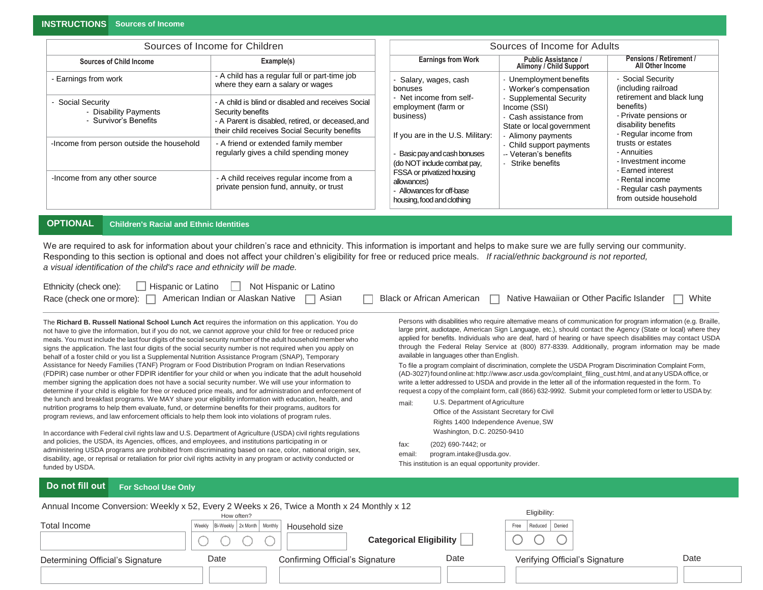## INSTRUCTIONS Sources of Income

### Sources of Income for Children

| Sources of Child Income | Example(s) |
|---|---|
| - Earnings from work | - A child has a regular full or part-time job where they earn a salary or wages |
| - Social Security<br>- Disability Payments<br>- Survivor's Benefits | - A child is blind or disabled and receives Social Security benefits<br>- A Parent is disabled, retired, or deceased, and their child receives Social Security benefits |
| -Income from person outside the household | - A friend or extended family member regularly gives a child spending money |
| -Income from any other source | - A child receives regular income from a private pension fund, annuity, or trust |

### Sources of Income for Adults

| Earnings from Work | Public Assistance / Alimony / Child Support | Pensions / Retirement / All Other Income |
|---|---|---|
| - Salary, wages, cash bonuses<br>- Net income from self-employment (farm or business)<br><br>If you are in the U.S. Military:<br><br>- Basic pay and cash bonuses (do NOT include combat pay, FSSA or privatized housing allowances)<br>- Allowances for off-base housing, food and clothing | - Unemployment benefits<br>- Worker's compensation<br>- Supplemental Security Income (SSI)<br>- Cash assistance from State or local government<br>- Alimony payments<br>- Child support payments<br>-- Veteran's benefits<br>- Strike benefits | - Social Security (including railroad retirement and black lung benefits)<br>- Private pensions or disability benefits<br>- Regular income from trusts or estates<br>- Annuities<br>- Investment income<br>- Earned interest<br>- Rental income<br>- Regular cash payments from outside household |

## OPTIONAL Children's Racial and Ethnic Identities

We are required to ask for information about your children's race and ethnicity. This information is important and helps to make sure we are fully serving our community. Responding to this section is optional and does not affect your children's eligibility for free or reduced price meals. *If racial/ethnic background is not reported, a visual identification of the child's race and ethnicity will be made.*

Ethnicity (check one): ☐ Hispanic or Latino ☐ Not Hispanic or Latino

Race (check one or more): ☐ American Indian or Alaskan Native ☐ Asian ☐ Black or African American ☐ Native Hawaiian or Other Pacific Islander ☐ White

The **Richard B. Russell National School Lunch Act** requires the information on this application. You do not have to give the information, but if you do not, we cannot approve your child for free or reduced price meals. You must include the last four digits of the social security number of the adult household member who signs the application. The last four digits of the social security number is not required when you apply on behalf of a foster child or you list a Supplemental Nutrition Assistance Program (SNAP), Temporary Assistance for Needy Families (TANF) Program or Food Distribution Program on Indian Reservations (FDPIR) case number or other FDPIR identifier for your child or when you indicate that the adult household member signing the application does not have a social security number. We will use your information to determine if your child is eligible for free or reduced price meals, and for administration and enforcement of the lunch and breakfast programs. We MAY share your eligibility information with education, health, and nutrition programs to help them evaluate, fund, or determine benefits for their programs, auditors for program reviews, and law enforcement officials to help them look into violations of program rules.

In accordance with Federal civil rights law and U.S. Department of Agriculture (USDA) civil rights regulations and policies, the USDA, its Agencies, offices, and employees, and institutions participating in or administering USDA programs are prohibited from discriminating based on race, color, national origin, sex, disability, age, or reprisal or retaliation for prior civil rights activity in any program or activity conducted or funded by USDA.

Persons with disabilities who require alternative means of communication for program information (e.g. Braille, large print, audiotape, American Sign Language, etc.), should contact the Agency (State or local) where they applied for benefits. Individuals who are deaf, hard of hearing or have speech disabilities may contact USDA through the Federal Relay Service at (800) 877-8339. Additionally, program information may be made available in languages other than English.

To file a program complaint of discrimination, complete the USDA Program Discrimination Complaint Form, (AD-3027) found online at: http://www.ascr.usda.gov/complaint_filing_cust.html, and at any USDA office, or write a letter addressed to USDA and provide in the letter all of the information requested in the form. To request a copy of the complaint form, call (866) 632-9992. Submit your completed form or letter to USDA by:

mail: U.S. Department of Agriculture
Office of the Assistant Secretary for Civil
Rights 1400 Independence Avenue, SW
Washington, D.C. 20250-9410

fax: (202) 690-7442; or

email: program.intake@usda.gov.

This institution is an equal opportunity provider.

## Do not fill out For School Use Only

Annual Income Conversion: Weekly x 52, Every 2 Weeks x 26, Twice a Month x 24 Monthly x 12

Total Income ______

How often? ○ Weekly ○ Bi-Weekly ○ 2x Month ○ Monthly

Household size ______

Categorical Eligibility ☐

Eligibility: ○ Free ○ Reduced ○ Denied

Determining Official's Signature ______ Date ______

Confirming Official's Signature ______ Date ______

Verifying Official's Signature ______ Date ______